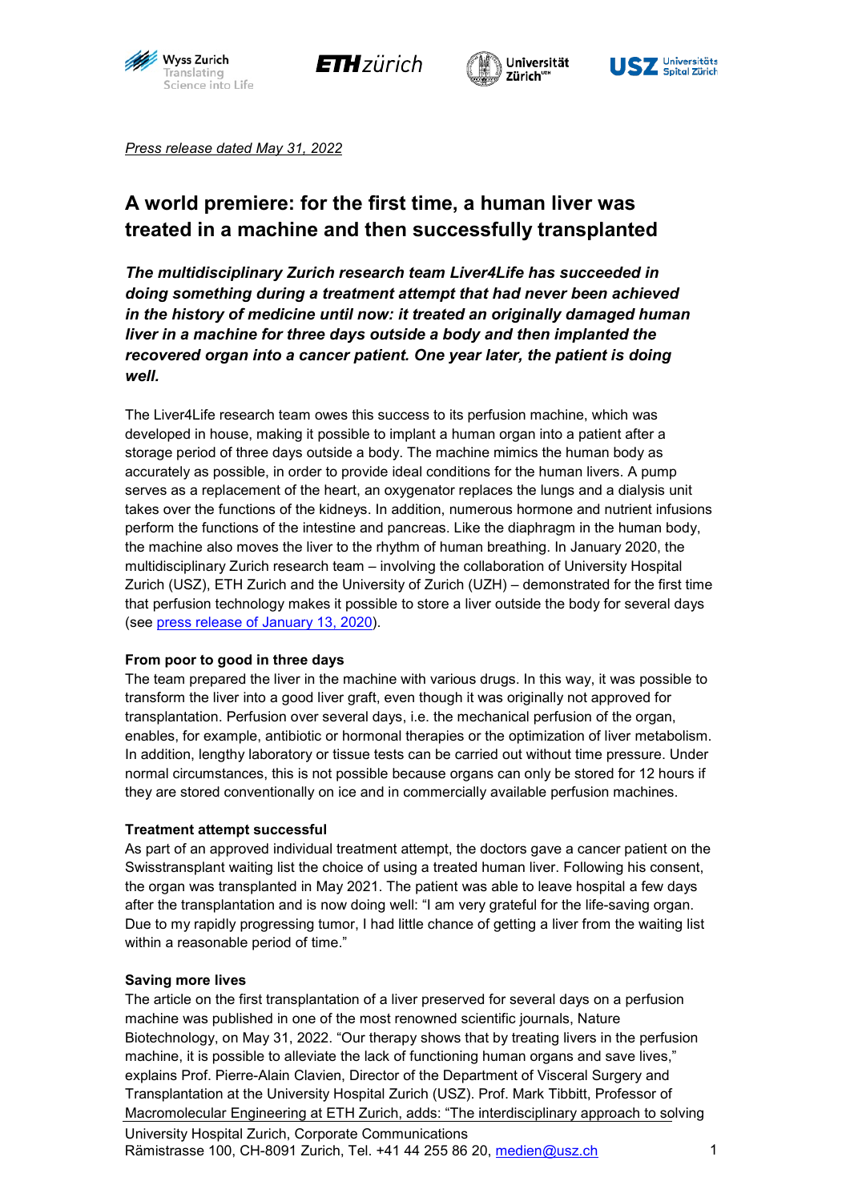*Press release dated May 31, 2022*

# A world premiere: for the first time, a human liver was treated in a machine and then successfully transplanted

***The multidisciplinary Zurich research team Liver4Life has succeeded in doing something during a treatment attempt that had never been achieved in the history of medicine until now: it treated an originally damaged human liver in a machine for three days outside a body and then implanted the recovered organ into a cancer patient. One year later, the patient is doing well.***

The Liver4Life research team owes this success to its perfusion machine, which was developed in house, making it possible to implant a human organ into a patient after a storage period of three days outside a body. The machine mimics the human body as accurately as possible, in order to provide ideal conditions for the human livers. A pump serves as a replacement of the heart, an oxygenator replaces the lungs and a dialysis unit takes over the functions of the kidneys. In addition, numerous hormone and nutrient infusions perform the functions of the intestine and pancreas. Like the diaphragm in the human body, the machine also moves the liver to the rhythm of human breathing. In January 2020, the multidisciplinary Zurich research team – involving the collaboration of University Hospital Zurich (USZ), ETH Zurich and the University of Zurich (UZH) – demonstrated for the first time that perfusion technology makes it possible to store a liver outside the body for several days (see press release of January 13, 2020).

**From poor to good in three days**

The team prepared the liver in the machine with various drugs. In this way, it was possible to transform the liver into a good liver graft, even though it was originally not approved for transplantation. Perfusion over several days, i.e. the mechanical perfusion of the organ, enables, for example, antibiotic or hormonal therapies or the optimization of liver metabolism. In addition, lengthy laboratory or tissue tests can be carried out without time pressure. Under normal circumstances, this is not possible because organs can only be stored for 12 hours if they are stored conventionally on ice and in commercially available perfusion machines.

**Treatment attempt successful**

As part of an approved individual treatment attempt, the doctors gave a cancer patient on the Swisstransplant waiting list the choice of using a treated human liver. Following his consent, the organ was transplanted in May 2021. The patient was able to leave hospital a few days after the transplantation and is now doing well: "I am very grateful for the life-saving organ. Due to my rapidly progressing tumor, I had little chance of getting a liver from the waiting list within a reasonable period of time."

**Saving more lives**

The article on the first transplantation of a liver preserved for several days on a perfusion machine was published in one of the most renowned scientific journals, Nature Biotechnology, on May 31, 2022. "Our therapy shows that by treating livers in the perfusion machine, it is possible to alleviate the lack of functioning human organs and save lives," explains Prof. Pierre-Alain Clavien, Director of the Department of Visceral Surgery and Transplantation at the University Hospital Zurich (USZ). Prof. Mark Tibbitt, Professor of Macromolecular Engineering at ETH Zurich, adds: "The interdisciplinary approach to solving

University Hospital Zurich, Corporate Communications
Rämistrasse 100, CH-8091 Zurich, Tel. +41 44 255 86 20, medien@usz.ch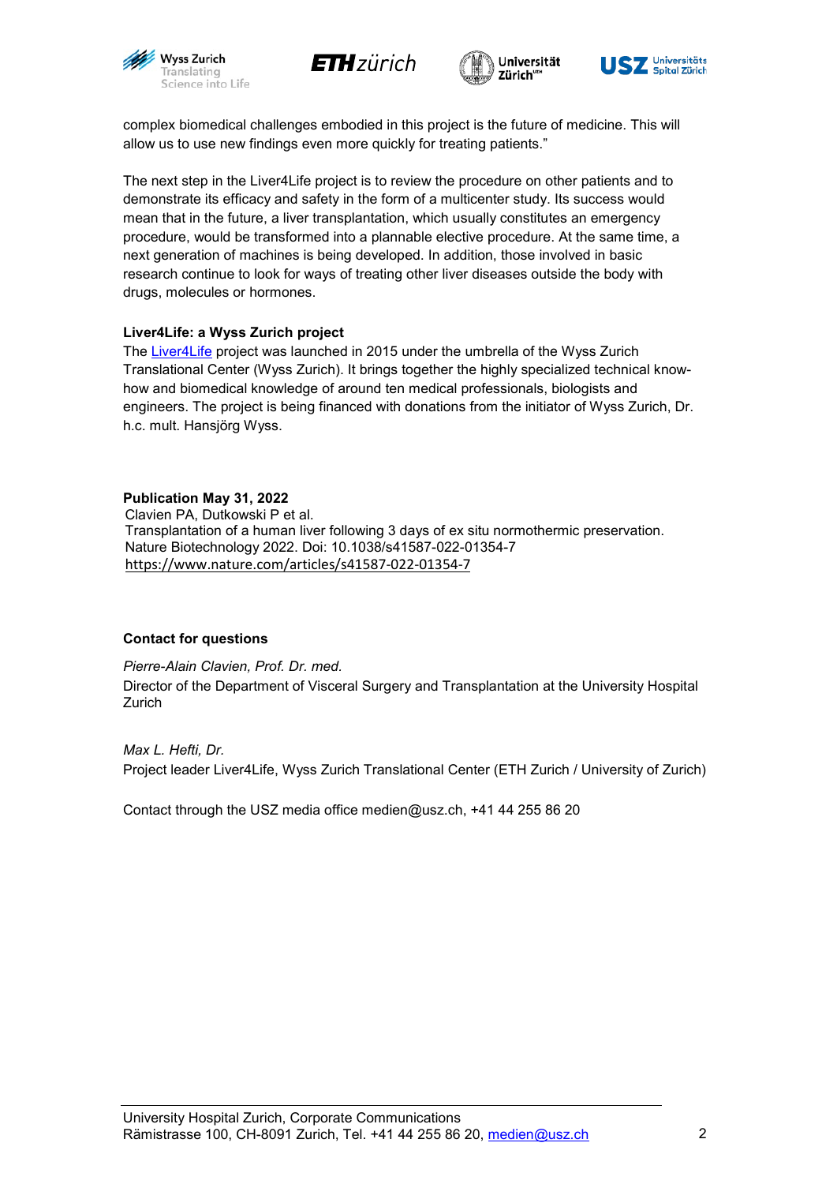complex biomedical challenges embodied in this project is the future of medicine. This will allow us to use new findings even more quickly for treating patients."

The next step in the Liver4Life project is to review the procedure on other patients and to demonstrate its efficacy and safety in the form of a multicenter study. Its success would mean that in the future, a liver transplantation, which usually constitutes an emergency procedure, would be transformed into a plannable elective procedure. At the same time, a next generation of machines is being developed. In addition, those involved in basic research continue to look for ways of treating other liver diseases outside the body with drugs, molecules or hormones.

**Liver4Life: a Wyss Zurich project**

The Liver4Life project was launched in 2015 under the umbrella of the Wyss Zurich Translational Center (Wyss Zurich). It brings together the highly specialized technical know-how and biomedical knowledge of around ten medical professionals, biologists and engineers. The project is being financed with donations from the initiator of Wyss Zurich, Dr. h.c. mult. Hansjörg Wyss.

**Publication May 31, 2022**

Clavien PA, Dutkowski P et al.
Transplantation of a human liver following 3 days of ex situ normothermic preservation.
Nature Biotechnology 2022. Doi: 10.1038/s41587-022-01354-7
https://www.nature.com/articles/s41587-022-01354-7

**Contact for questions**

*Pierre-Alain Clavien, Prof. Dr. med.*

Director of the Department of Visceral Surgery and Transplantation at the University Hospital Zurich

*Max L. Hefti, Dr.*

Project leader Liver4Life, Wyss Zurich Translational Center (ETH Zurich / University of Zurich)

Contact through the USZ media office medien@usz.ch, +41 44 255 86 20

University Hospital Zurich, Corporate Communications
Rämistrasse 100, CH-8091 Zurich, Tel. +41 44 255 86 20, medien@usz.ch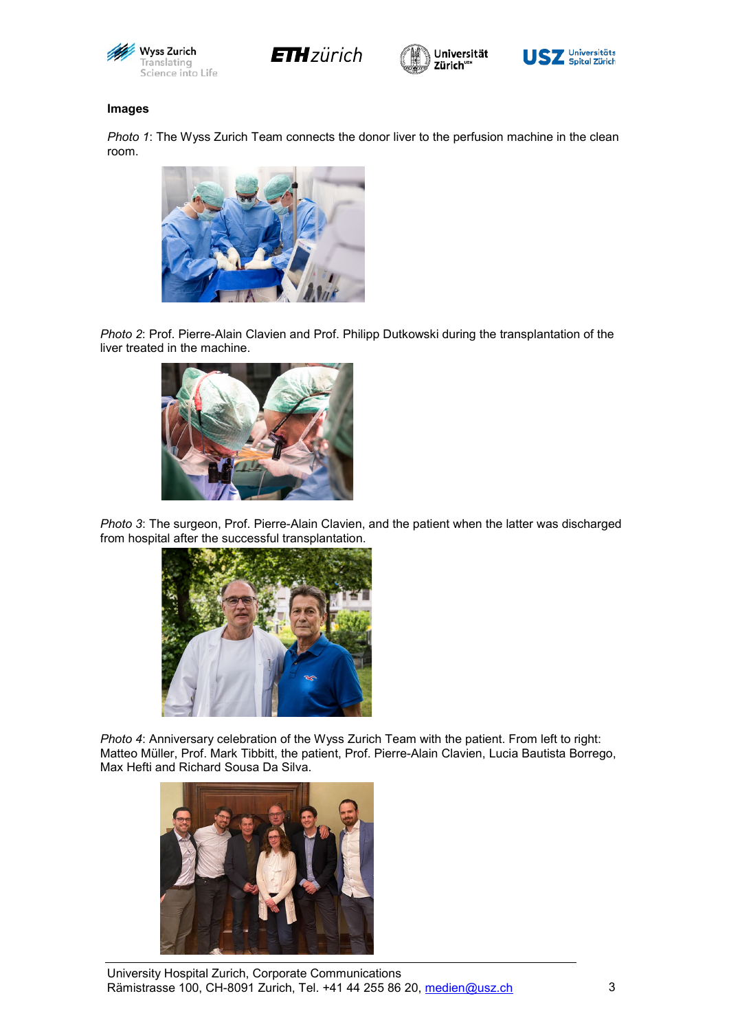**Images**

*Photo 1*: The Wyss Zurich Team connects the donor liver to the perfusion machine in the clean room.

*Photo 2*: Prof. Pierre-Alain Clavien and Prof. Philipp Dutkowski during the transplantation of the liver treated in the machine.

*Photo 3*: The surgeon, Prof. Pierre-Alain Clavien, and the patient when the latter was discharged from hospital after the successful transplantation.

*Photo 4*: Anniversary celebration of the Wyss Zurich Team with the patient. From left to right: Matteo Müller, Prof. Mark Tibbitt, the patient, Prof. Pierre-Alain Clavien, Lucia Bautista Borrego, Max Hefti and Richard Sousa Da Silva.

University Hospital Zurich, Corporate Communications
Rämistrasse 100, CH-8091 Zurich, Tel. +41 44 255 86 20, medien@usz.ch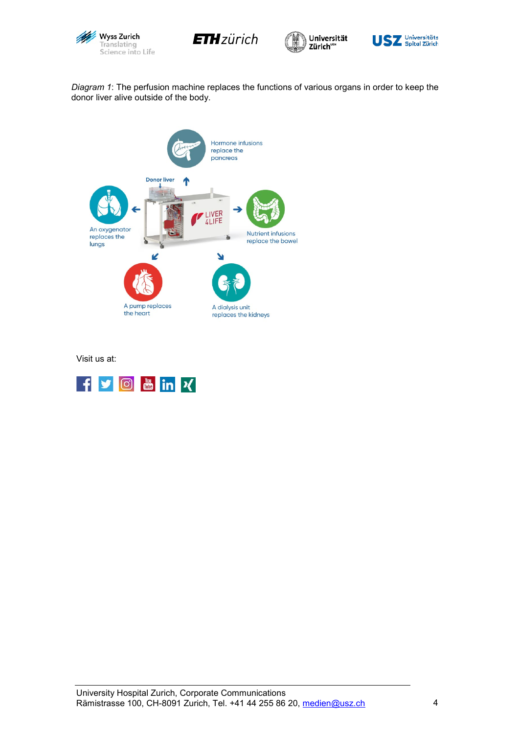*Diagram 1*: The perfusion machine replaces the functions of various organs in order to keep the donor liver alive outside of the body.

Hormone infusions replace the pancreas

Donor liver

An oxygenator replaces the lungs

LIVER 4LIFE

Nutrient infusions replace the bowel

A pump replaces the heart

A dialysis unit replaces the kidneys

Visit us at:

University Hospital Zurich, Corporate Communications
Rämistrasse 100, CH-8091 Zurich, Tel. +41 44 255 86 20, medien@usz.ch